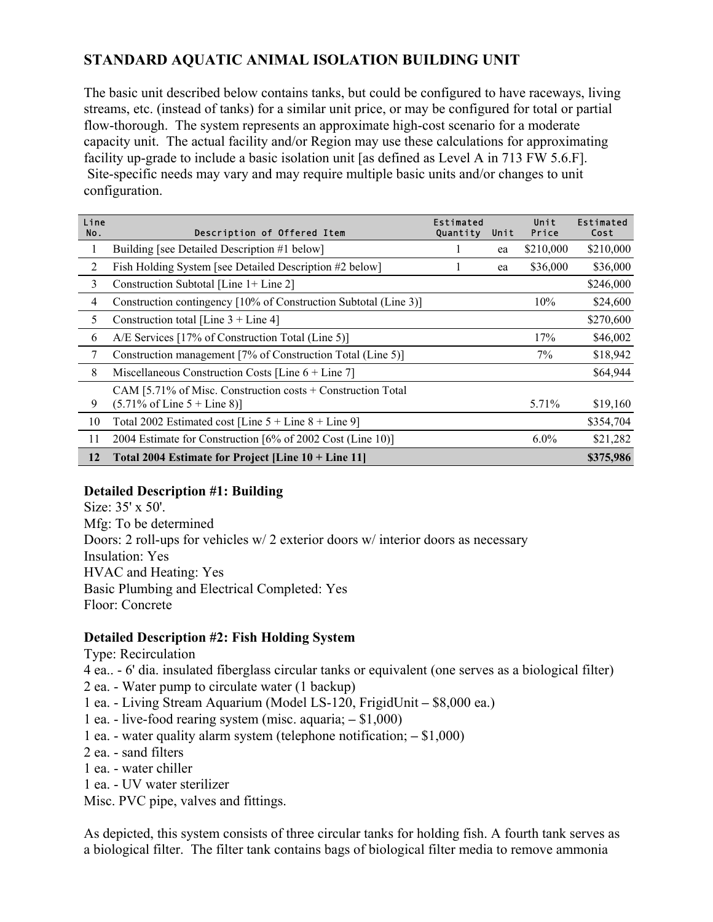# STANDARD AQUATIC ANIMAL ISOLATION BUILDING UNIT

The basic unit described below contains tanks, but could be configured to have raceways, living streams, etc. (instead of tanks) for a similar unit price, or may be configured for total or partial flow-thorough. The system represents an approximate high-cost scenario for a moderate capacity unit. The actual facility and/or Region may use these calculations for approximating facility up-grade to include a basic isolation unit [as defined as Level A in 713 FW 5.6.F]. Site-specific needs may vary and may require multiple basic units and/or changes to unit configuration.

| Line No. | Description of Offered Item | Estimated Quantity | Unit | Unit Price | Estimated Cost |
|---|---|---|---|---|---|
| 1 | Building [see Detailed Description #1 below] | 1 | ea | $210,000 | $210,000 |
| 2 | Fish Holding System [see Detailed Description #2 below] | 1 | ea | $36,000 | $36,000 |
| 3 | Construction Subtotal [Line 1+ Line 2] | | | | $246,000 |
| 4 | Construction contingency [10% of Construction Subtotal (Line 3)] | | | 10% | $24,600 |
| 5 | Construction total [Line 3 + Line 4] | | | | $270,600 |
| 6 | A/E Services [17% of Construction Total (Line 5)] | | | 17% | $46,002 |
| 7 | Construction management [7% of Construction Total (Line 5)] | | | 7% | $18,942 |
| 8 | Miscellaneous Construction Costs [Line 6 + Line 7] | | | | $64,944 |
| 9 | CAM [5.71% of Misc. Construction costs + Construction Total (5.71% of Line 5 + Line 8)] | | | 5.71% | $19,160 |
| 10 | Total 2002 Estimated cost [Line 5 + Line 8 + Line 9] | | | | $354,704 |
| 11 | 2004 Estimate for Construction [6% of 2002 Cost (Line 10)] | | | 6.0% | $21,282 |
| **12** | **Total 2004 Estimate for Project [Line 10 + Line 11]** | | | | **$375,986** |

**Detailed Description #1: Building**

Size: 35' x 50'.
Mfg: To be determined
Doors: 2 roll-ups for vehicles w/ 2 exterior doors w/ interior doors as necessary
Insulation: Yes
HVAC and Heating: Yes
Basic Plumbing and Electrical Completed: Yes
Floor: Concrete

**Detailed Description #2: Fish Holding System**

Type: Recirculation
4 ea.. - 6' dia. insulated fiberglass circular tanks or equivalent (one serves as a biological filter)
2 ea. - Water pump to circulate water (1 backup)
1 ea. - Living Stream Aquarium (Model LS-120, FrigidUnit **–** $8,000 ea.)
1 ea. - live-food rearing system (misc. aquaria; **–** $1,000)
1 ea. - water quality alarm system (telephone notification; **–** $1,000)
2 ea. - sand filters
1 ea. - water chiller
1 ea. - UV water sterilizer
Misc. PVC pipe, valves and fittings.

As depicted, this system consists of three circular tanks for holding fish. A fourth tank serves as a biological filter. The filter tank contains bags of biological filter media to remove ammonia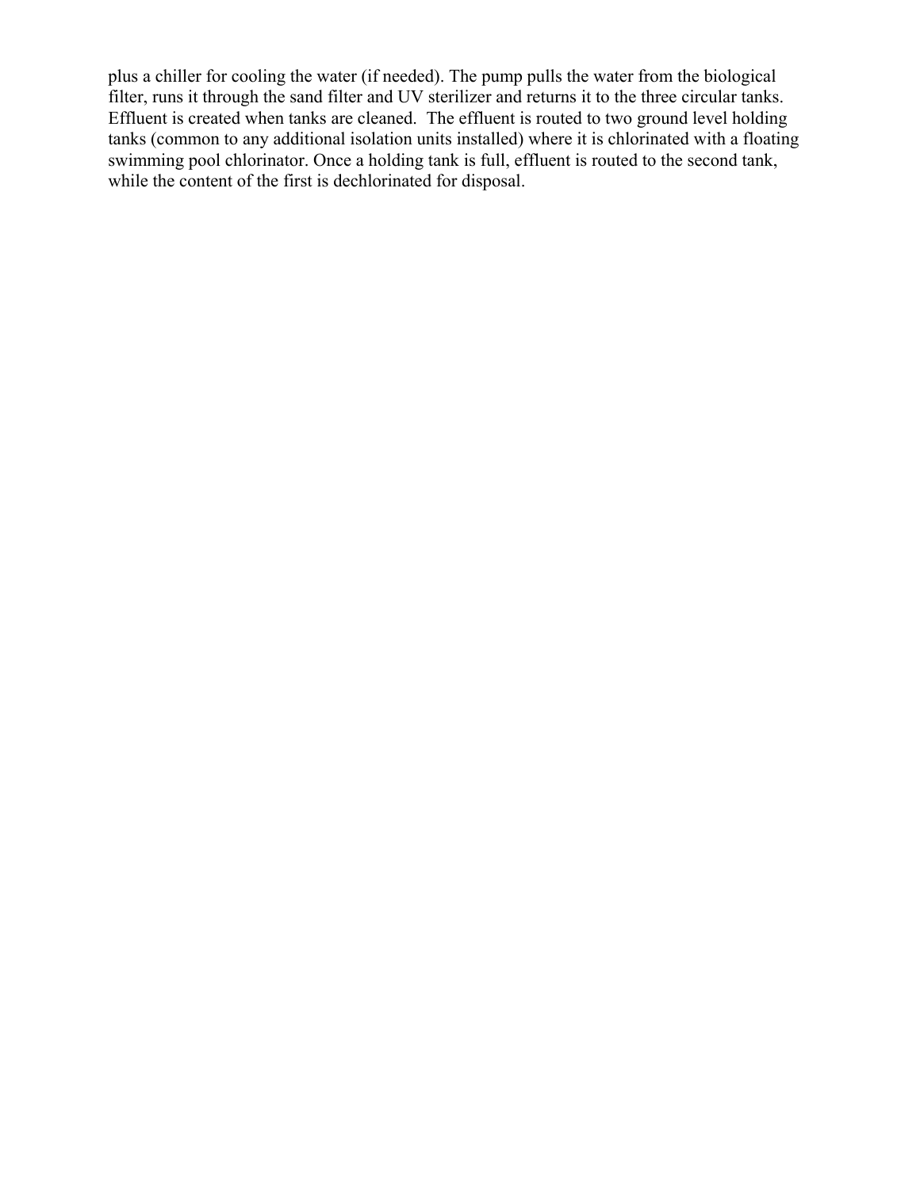plus a chiller for cooling the water (if needed). The pump pulls the water from the biological filter, runs it through the sand filter and UV sterilizer and returns it to the three circular tanks. Effluent is created when tanks are cleaned. The effluent is routed to two ground level holding tanks (common to any additional isolation units installed) where it is chlorinated with a floating swimming pool chlorinator. Once a holding tank is full, effluent is routed to the second tank, while the content of the first is dechlorinated for disposal.